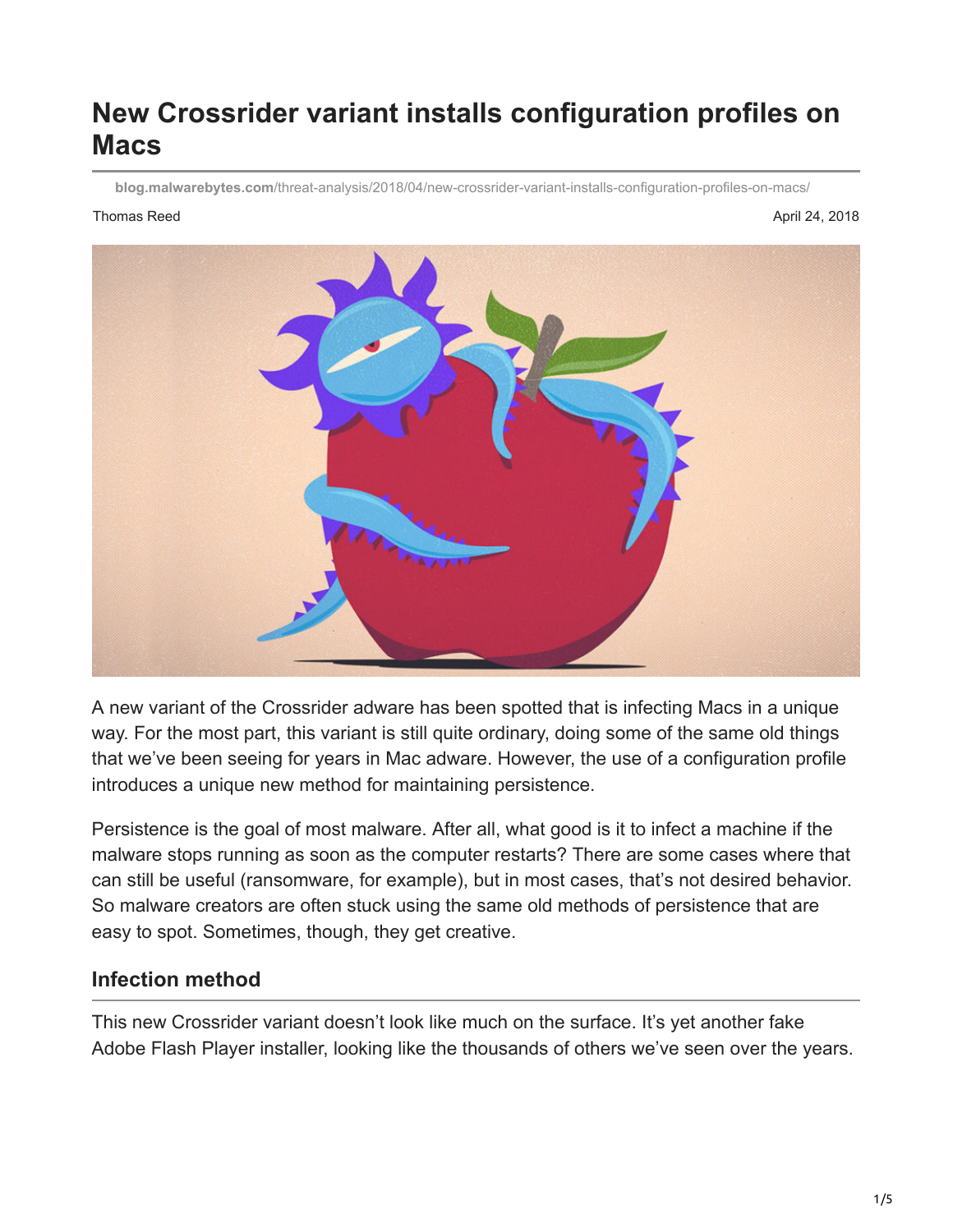# New Crossrider variant installs configuration profiles on Macs

blog.malwarebytes.com/threat-analysis/2018/04/new-crossrider-variant-installs-configuration-profiles-on-macs/

Thomas Reed

April 24, 2018

A new variant of the Crossrider adware has been spotted that is infecting Macs in a unique way. For the most part, this variant is still quite ordinary, doing some of the same old things that we've been seeing for years in Mac adware. However, the use of a configuration profile introduces a unique new method for maintaining persistence.

Persistence is the goal of most malware. After all, what good is it to infect a machine if the malware stops running as soon as the computer restarts? There are some cases where that can still be useful (ransomware, for example), but in most cases, that's not desired behavior. So malware creators are often stuck using the same old methods of persistence that are easy to spot. Sometimes, though, they get creative.

## Infection method

This new Crossrider variant doesn't look like much on the surface. It's yet another fake Adobe Flash Player installer, looking like the thousands of others we've seen over the years.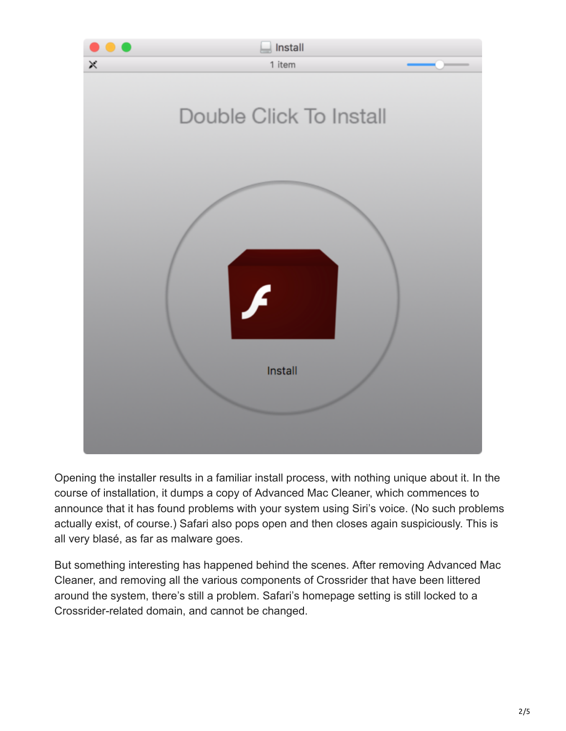Opening the installer results in a familiar install process, with nothing unique about it. In the course of installation, it dumps a copy of Advanced Mac Cleaner, which commences to announce that it has found problems with your system using Siri's voice. (No such problems actually exist, of course.) Safari also pops open and then closes again suspiciously. This is all very blasé, as far as malware goes.

But something interesting has happened behind the scenes. After removing Advanced Mac Cleaner, and removing all the various components of Crossrider that have been littered around the system, there's still a problem. Safari's homepage setting is still locked to a Crossrider-related domain, and cannot be changed.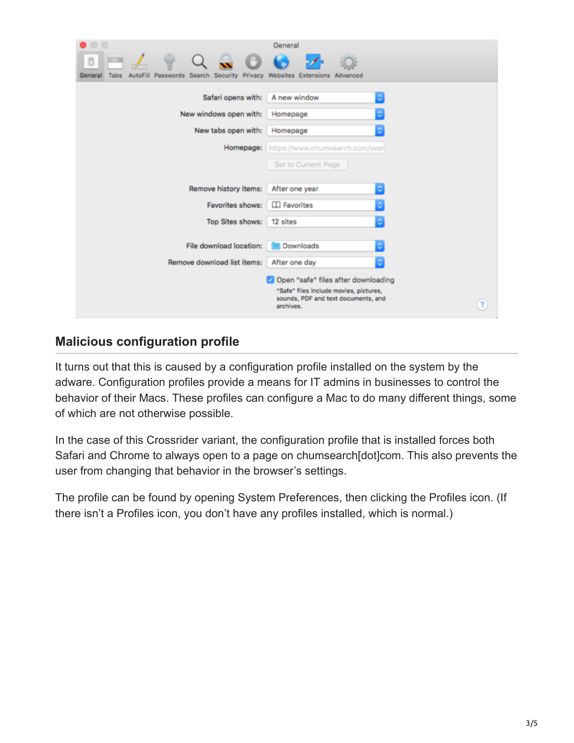## Malicious configuration profile

It turns out that this is caused by a configuration profile installed on the system by the adware. Configuration profiles provide a means for IT admins in businesses to control the behavior of their Macs. These profiles can configure a Mac to do many different things, some of which are not otherwise possible.

In the case of this Crossrider variant, the configuration profile that is installed forces both Safari and Chrome to always open to a page on chumsearch[dot]com. This also prevents the user from changing that behavior in the browser's settings.

The profile can be found by opening System Preferences, then clicking the Profiles icon. (If there isn't a Profiles icon, you don't have any profiles installed, which is normal.)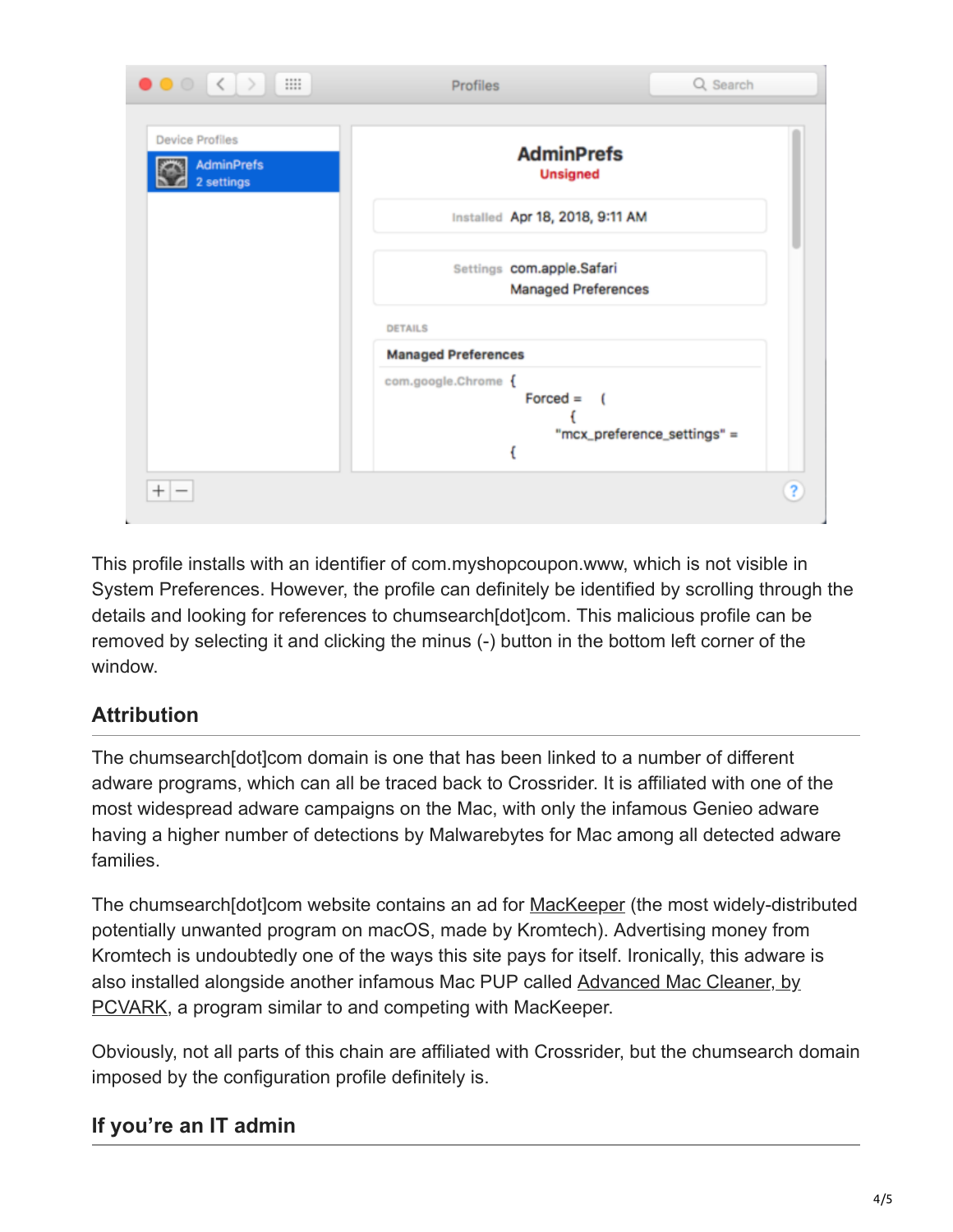This profile installs with an identifier of com.myshopcoupon.www, which is not visible in System Preferences. However, the profile can definitely be identified by scrolling through the details and looking for references to chumsearch[dot]com. This malicious profile can be removed by selecting it and clicking the minus (-) button in the bottom left corner of the window.

## Attribution

The chumsearch[dot]com domain is one that has been linked to a number of different adware programs, which can all be traced back to Crossrider. It is affiliated with one of the most widespread adware campaigns on the Mac, with only the infamous Genieo adware having a higher number of detections by Malwarebytes for Mac among all detected adware families.

The chumsearch[dot]com website contains an ad for MacKeeper (the most widely-distributed potentially unwanted program on macOS, made by Kromtech). Advertising money from Kromtech is undoubtedly one of the ways this site pays for itself. Ironically, this adware is also installed alongside another infamous Mac PUP called Advanced Mac Cleaner, by PCVARK, a program similar to and competing with MacKeeper.

Obviously, not all parts of this chain are affiliated with Crossrider, but the chumsearch domain imposed by the configuration profile definitely is.

## If you're an IT admin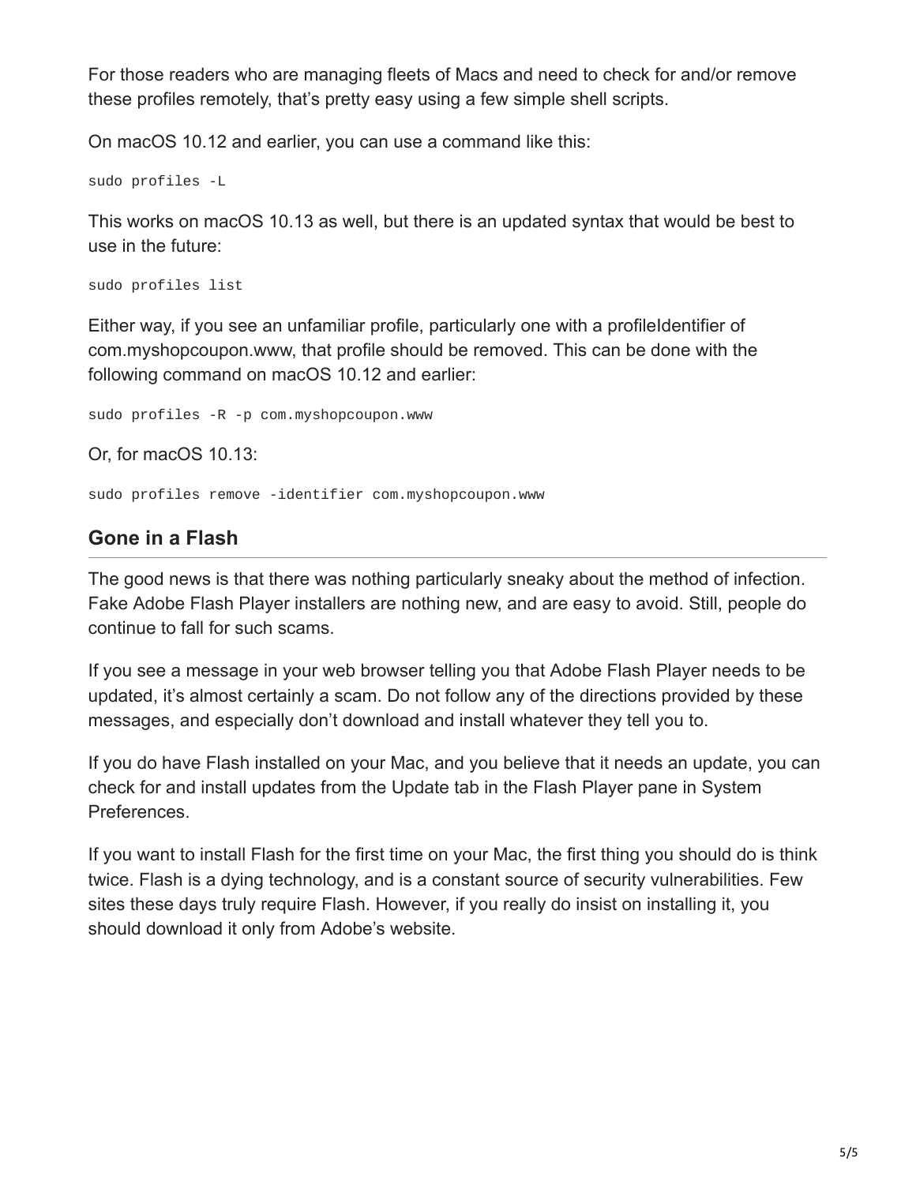For those readers who are managing fleets of Macs and need to check for and/or remove these profiles remotely, that's pretty easy using a few simple shell scripts.

On macOS 10.12 and earlier, you can use a command like this:

```
sudo profiles -L
```

This works on macOS 10.13 as well, but there is an updated syntax that would be best to use in the future:

```
sudo profiles list
```

Either way, if you see an unfamiliar profile, particularly one with a profileIdentifier of com.myshopcoupon.www, that profile should be removed. This can be done with the following command on macOS 10.12 and earlier:

```
sudo profiles -R -p com.myshopcoupon.www
```

Or, for macOS 10.13:

```
sudo profiles remove -identifier com.myshopcoupon.www
```

## Gone in a Flash

The good news is that there was nothing particularly sneaky about the method of infection. Fake Adobe Flash Player installers are nothing new, and are easy to avoid. Still, people do continue to fall for such scams.

If you see a message in your web browser telling you that Adobe Flash Player needs to be updated, it's almost certainly a scam. Do not follow any of the directions provided by these messages, and especially don't download and install whatever they tell you to.

If you do have Flash installed on your Mac, and you believe that it needs an update, you can check for and install updates from the Update tab in the Flash Player pane in System Preferences.

If you want to install Flash for the first time on your Mac, the first thing you should do is think twice. Flash is a dying technology, and is a constant source of security vulnerabilities. Few sites these days truly require Flash. However, if you really do insist on installing it, you should download it only from Adobe's website.